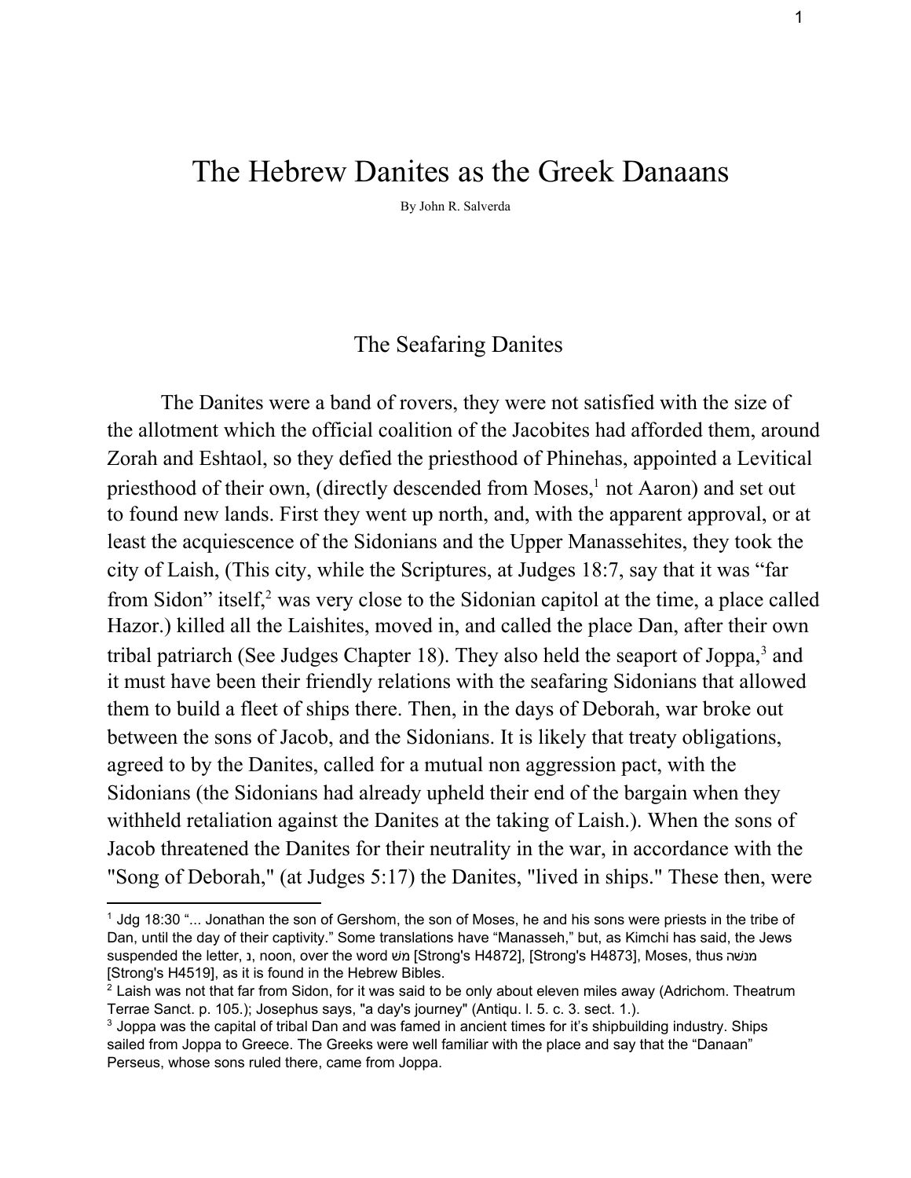# The Hebrew Danites as the Greek Danaans

By John R. Salverda

## The Seafaring Danites

The Danites were a band of rovers, they were not satisfied with the size of the allotment which the official coalition of the Jacobites had afforded them, around Zorah and Eshtaol, so they defied the priesthood of Phinehas, appointed a Levitical priesthood of their own, (directly descended from Moses,[1] not Aaron) and set out to found new lands. First they went up north, and, with the apparent approval, or at least the acquiescence of the Sidonians and the Upper Manassehites, they took the city of Laish, (This city, while the Scriptures, at Judges 18:7, say that it was "far from Sidon" itself,[2] was very close to the Sidonian capitol at the time, a place called Hazor.) killed all the Laishites, moved in, and called the place Dan, after their own tribal patriarch (See Judges Chapter 18). They also held the seaport of Joppa,[3] and it must have been their friendly relations with the seafaring Sidonians that allowed them to build a fleet of ships there. Then, in the days of Deborah, war broke out between the sons of Jacob, and the Sidonians. It is likely that treaty obligations, agreed to by the Danites, called for a mutual non aggression pact, with the Sidonians (the Sidonians had already upheld their end of the bargain when they withheld retaliation against the Danites at the taking of Laish.). When the sons of Jacob threatened the Danites for their neutrality in the war, in accordance with the "Song of Deborah," (at Judges 5:17) the Danites, "lived in ships." These then, were

---

[1] Jdg 18:30 "... Jonathan the son of Gershom, the son of Moses, he and his sons were priests in the tribe of Dan, until the day of their captivity." Some translations have "Manasseh," but, as Kimchi has said, the Jews suspended the letter, נ, noon, over the word מש [Strong's H4872], [Strong's H4873], Moses, thus מנשה [Strong's H4519], as it is found in the Hebrew Bibles.

[2] Laish was not that far from Sidon, for it was said to be only about eleven miles away (Adrichom. Theatrum Terrae Sanct. p. 105.); Josephus says, "a day's journey" (Antiqu. l. 5. c. 3. sect. 1.).

[3] Joppa was the capital of tribal Dan and was famed in ancient times for it's shipbuilding industry. Ships sailed from Joppa to Greece. The Greeks were well familiar with the place and say that the "Danaan" Perseus, whose sons ruled there, came from Joppa.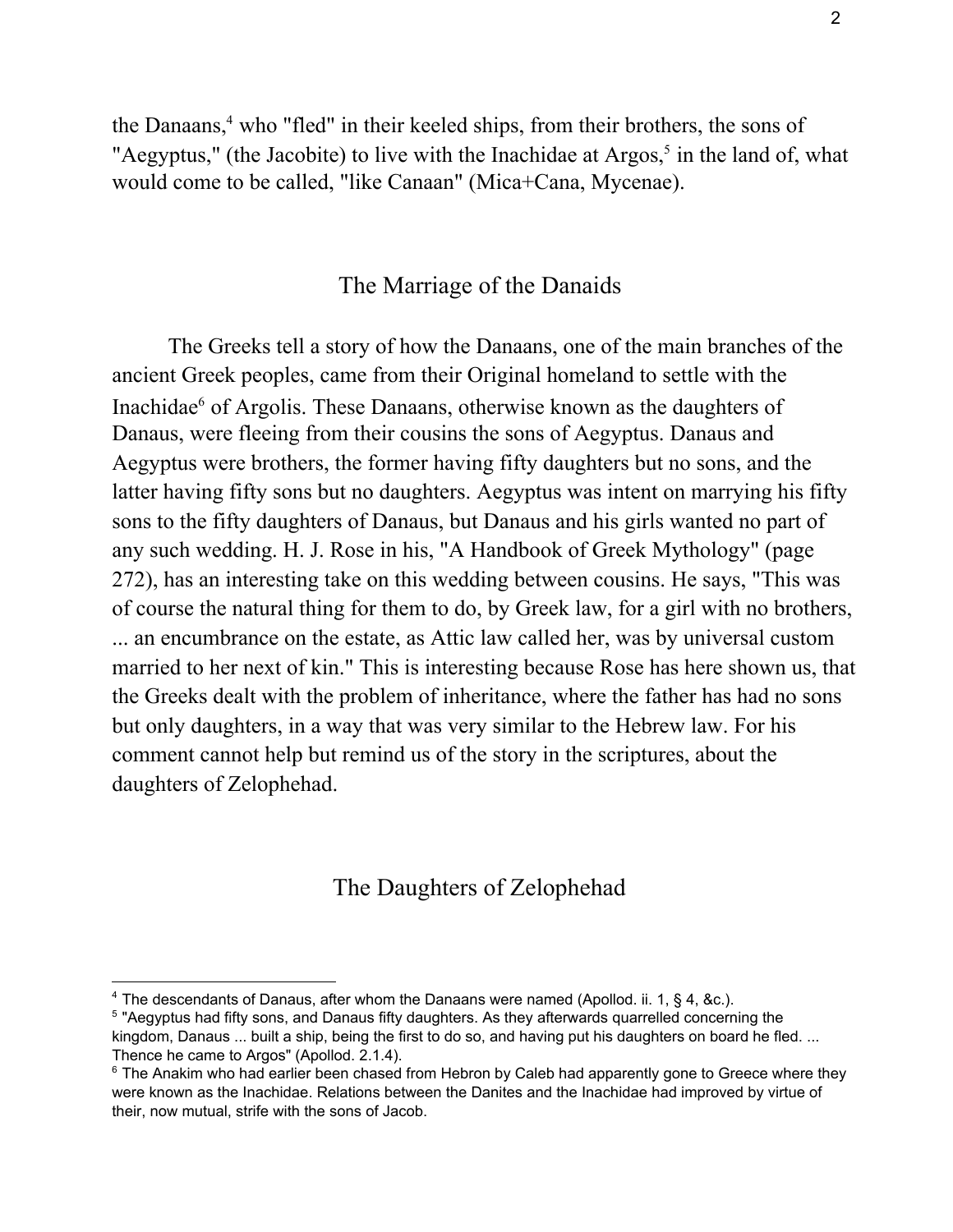the Danaans,[4] who "fled" in their keeled ships, from their brothers, the sons of "Aegyptus," (the Jacobite) to live with the Inachidae at Argos,[5] in the land of, what would come to be called, "like Canaan" (Mica+Cana, Mycenae).

## The Marriage of the Danaids

The Greeks tell a story of how the Danaans, one of the main branches of the ancient Greek peoples, came from their Original homeland to settle with the Inachidae[6] of Argolis. These Danaans, otherwise known as the daughters of Danaus, were fleeing from their cousins the sons of Aegyptus. Danaus and Aegyptus were brothers, the former having fifty daughters but no sons, and the latter having fifty sons but no daughters. Aegyptus was intent on marrying his fifty sons to the fifty daughters of Danaus, but Danaus and his girls wanted no part of any such wedding. H. J. Rose in his, "A Handbook of Greek Mythology" (page 272), has an interesting take on this wedding between cousins. He says, "This was of course the natural thing for them to do, by Greek law, for a girl with no brothers, ... an encumbrance on the estate, as Attic law called her, was by universal custom married to her next of kin." This is interesting because Rose has here shown us, that the Greeks dealt with the problem of inheritance, where the father has had no sons but only daughters, in a way that was very similar to the Hebrew law. For his comment cannot help but remind us of the story in the scriptures, about the daughters of Zelophehad.

## The Daughters of Zelophehad

[4] The descendants of Danaus, after whom the Danaans were named (Apollod. ii. 1, § 4, &c.).

[5] "Aegyptus had fifty sons, and Danaus fifty daughters. As they afterwards quarrelled concerning the kingdom, Danaus ... built a ship, being the first to do so, and having put his daughters on board he fled. ... Thence he came to Argos" (Apollod. 2.1.4).

[6] The Anakim who had earlier been chased from Hebron by Caleb had apparently gone to Greece where they were known as the Inachidae. Relations between the Danites and the Inachidae had improved by virtue of their, now mutual, strife with the sons of Jacob.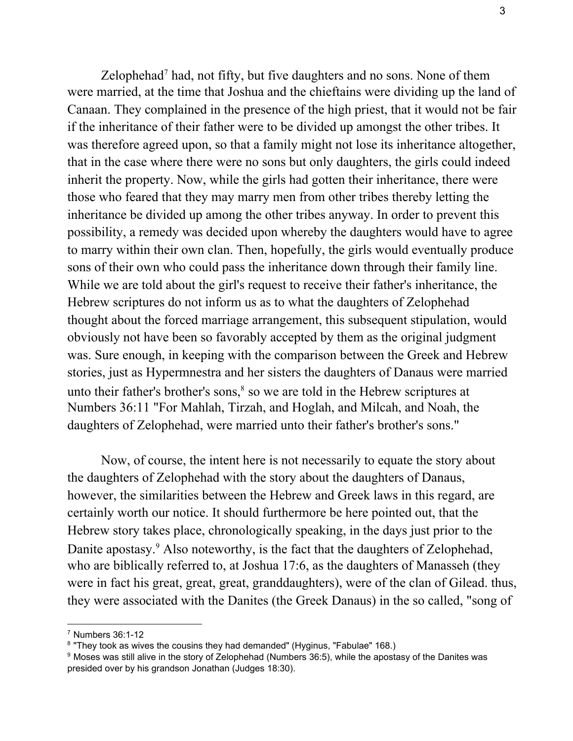Zelophehad[7] had, not fifty, but five daughters and no sons. None of them were married, at the time that Joshua and the chieftains were dividing up the land of Canaan. They complained in the presence of the high priest, that it would not be fair if the inheritance of their father were to be divided up amongst the other tribes. It was therefore agreed upon, so that a family might not lose its inheritance altogether, that in the case where there were no sons but only daughters, the girls could indeed inherit the property. Now, while the girls had gotten their inheritance, there were those who feared that they may marry men from other tribes thereby letting the inheritance be divided up among the other tribes anyway. In order to prevent this possibility, a remedy was decided upon whereby the daughters would have to agree to marry within their own clan. Then, hopefully, the girls would eventually produce sons of their own who could pass the inheritance down through their family line. While we are told about the girl's request to receive their father's inheritance, the Hebrew scriptures do not inform us as to what the daughters of Zelophehad thought about the forced marriage arrangement, this subsequent stipulation, would obviously not have been so favorably accepted by them as the original judgment was. Sure enough, in keeping with the comparison between the Greek and Hebrew stories, just as Hypermnestra and her sisters the daughters of Danaus were married unto their father's brother's sons,[8] so we are told in the Hebrew scriptures at Numbers 36:11 "For Mahlah, Tirzah, and Hoglah, and Milcah, and Noah, the daughters of Zelophehad, were married unto their father's brother's sons."

Now, of course, the intent here is not necessarily to equate the story about the daughters of Zelophehad with the story about the daughters of Danaus, however, the similarities between the Hebrew and Greek laws in this regard, are certainly worth our notice. It should furthermore be here pointed out, that the Hebrew story takes place, chronologically speaking, in the days just prior to the Danite apostasy.[9] Also noteworthy, is the fact that the daughters of Zelophehad, who are biblically referred to, at Joshua 17:6, as the daughters of Manasseh (they were in fact his great, great, great, granddaughters), were of the clan of Gilead. thus, they were associated with the Danites (the Greek Danaus) in the so called, "song of

---

[7] Numbers 36:1-12

[8] "They took as wives the cousins they had demanded" (Hyginus, "Fabulae" 168.)

[9] Moses was still alive in the story of Zelophehad (Numbers 36:5), while the apostasy of the Danites was presided over by his grandson Jonathan (Judges 18:30).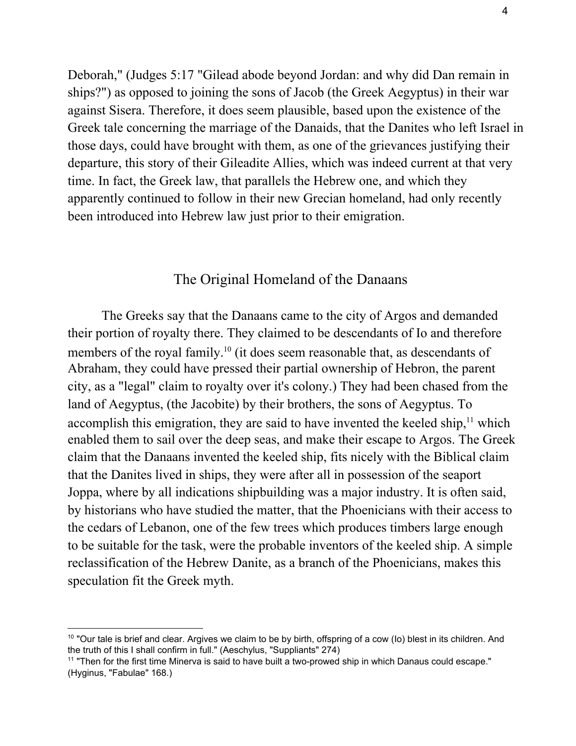Deborah," (Judges 5:17 "Gilead abode beyond Jordan: and why did Dan remain in ships?") as opposed to joining the sons of Jacob (the Greek Aegyptus) in their war against Sisera. Therefore, it does seem plausible, based upon the existence of the Greek tale concerning the marriage of the Danaids, that the Danites who left Israel in those days, could have brought with them, as one of the grievances justifying their departure, this story of their Gileadite Allies, which was indeed current at that very time. In fact, the Greek law, that parallels the Hebrew one, and which they apparently continued to follow in their new Grecian homeland, had only recently been introduced into Hebrew law just prior to their emigration.

## The Original Homeland of the Danaans

The Greeks say that the Danaans came to the city of Argos and demanded their portion of royalty there. They claimed to be descendants of Io and therefore members of the royal family.[10] (it does seem reasonable that, as descendants of Abraham, they could have pressed their partial ownership of Hebron, the parent city, as a "legal" claim to royalty over it's colony.) They had been chased from the land of Aegyptus, (the Jacobite) by their brothers, the sons of Aegyptus. To accomplish this emigration, they are said to have invented the keeled ship,[11] which enabled them to sail over the deep seas, and make their escape to Argos. The Greek claim that the Danaans invented the keeled ship, fits nicely with the Biblical claim that the Danites lived in ships, they were after all in possession of the seaport Joppa, where by all indications shipbuilding was a major industry. It is often said, by historians who have studied the matter, that the Phoenicians with their access to the cedars of Lebanon, one of the few trees which produces timbers large enough to be suitable for the task, were the probable inventors of the keeled ship. A simple reclassification of the Hebrew Danite, as a branch of the Phoenicians, makes this speculation fit the Greek myth.

---

[10] "Our tale is brief and clear. Argives we claim to be by birth, offspring of a cow (Io) blest in its children. And the truth of this I shall confirm in full." (Aeschylus, "Suppliants" 274)

[11] "Then for the first time Minerva is said to have built a two-prowed ship in which Danaus could escape." (Hyginus, "Fabulae" 168.)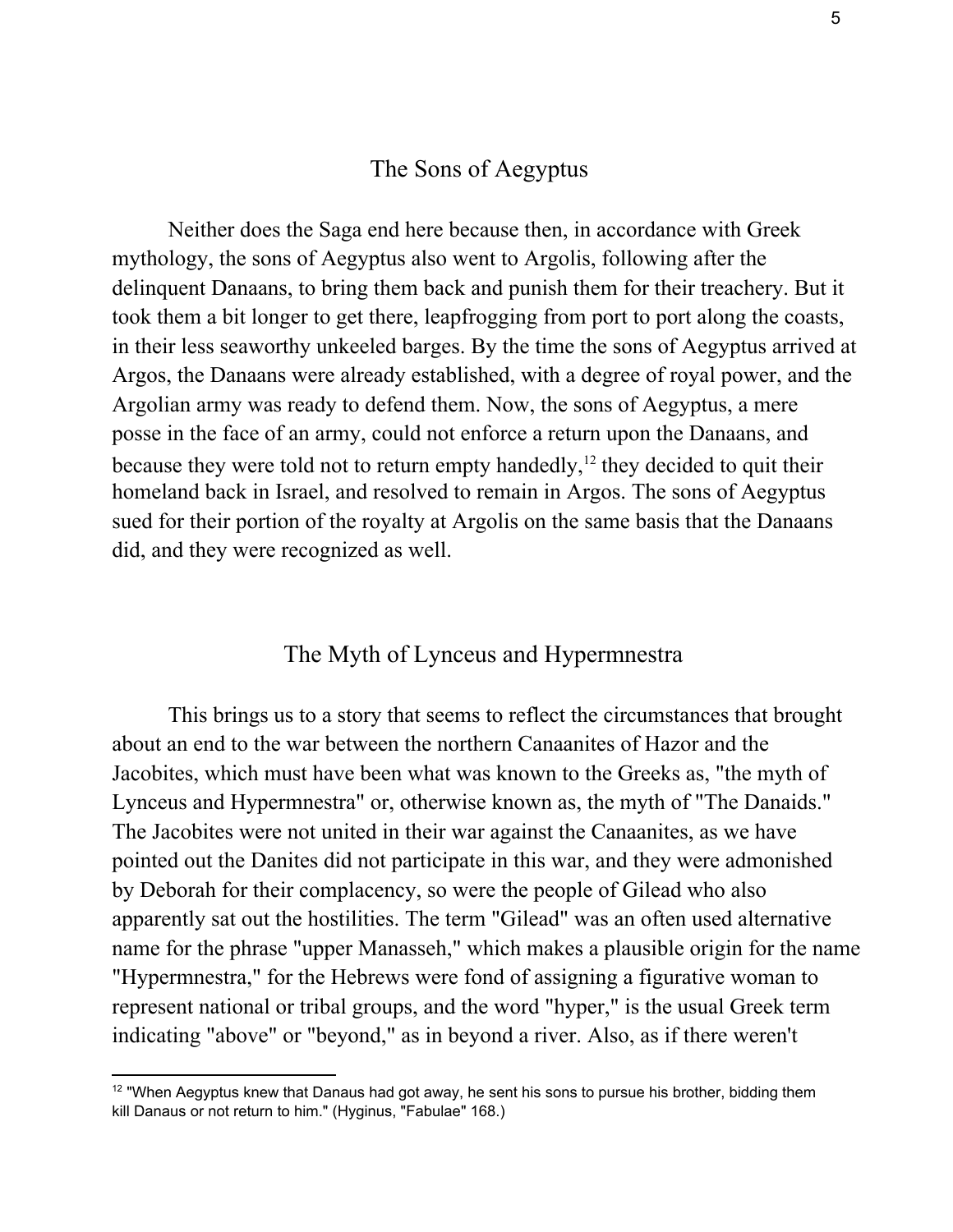## The Sons of Aegyptus

Neither does the Saga end here because then, in accordance with Greek mythology, the sons of Aegyptus also went to Argolis, following after the delinquent Danaans, to bring them back and punish them for their treachery. But it took them a bit longer to get there, leapfrogging from port to port along the coasts, in their less seaworthy unkeeled barges. By the time the sons of Aegyptus arrived at Argos, the Danaans were already established, with a degree of royal power, and the Argolian army was ready to defend them. Now, the sons of Aegyptus, a mere posse in the face of an army, could not enforce a return upon the Danaans, and because they were told not to return empty handedly,[12] they decided to quit their homeland back in Israel, and resolved to remain in Argos. The sons of Aegyptus sued for their portion of the royalty at Argolis on the same basis that the Danaans did, and they were recognized as well.

## The Myth of Lynceus and Hypermnestra

This brings us to a story that seems to reflect the circumstances that brought about an end to the war between the northern Canaanites of Hazor and the Jacobites, which must have been what was known to the Greeks as, "the myth of Lynceus and Hypermnestra" or, otherwise known as, the myth of "The Danaids." The Jacobites were not united in their war against the Canaanites, as we have pointed out the Danites did not participate in this war, and they were admonished by Deborah for their complacency, so were the people of Gilead who also apparently sat out the hostilities. The term "Gilead" was an often used alternative name for the phrase "upper Manasseh," which makes a plausible origin for the name "Hypermnestra," for the Hebrews were fond of assigning a figurative woman to represent national or tribal groups, and the word "hyper," is the usual Greek term indicating "above" or "beyond," as in beyond a river. Also, as if there weren't

---

[12] "When Aegyptus knew that Danaus had got away, he sent his sons to pursue his brother, bidding them kill Danaus or not return to him." (Hyginus, "Fabulae" 168.)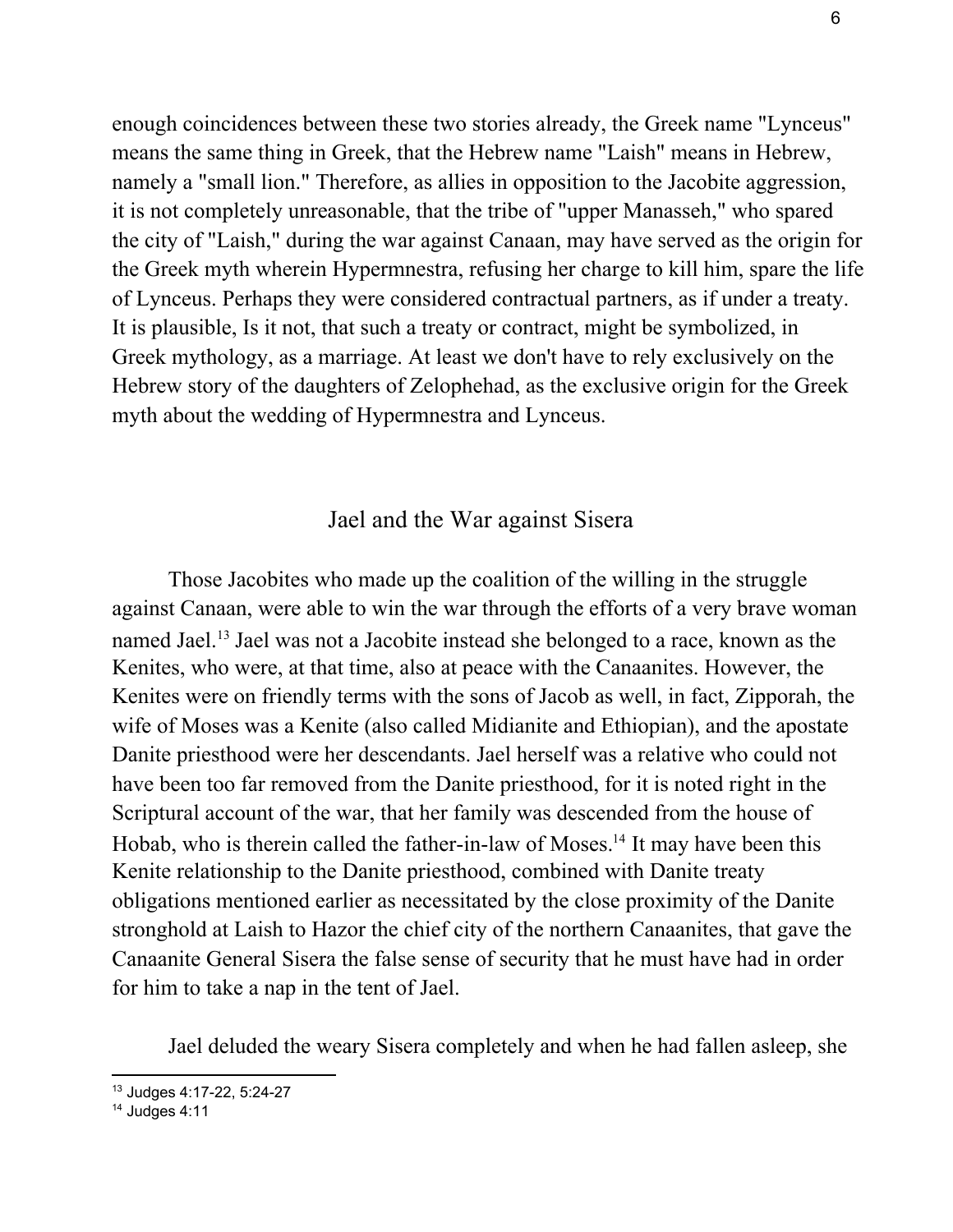enough coincidences between these two stories already, the Greek name "Lynceus" means the same thing in Greek, that the Hebrew name "Laish" means in Hebrew, namely a "small lion." Therefore, as allies in opposition to the Jacobite aggression, it is not completely unreasonable, that the tribe of "upper Manasseh," who spared the city of "Laish," during the war against Canaan, may have served as the origin for the Greek myth wherein Hypermnestra, refusing her charge to kill him, spare the life of Lynceus. Perhaps they were considered contractual partners, as if under a treaty. It is plausible, Is it not, that such a treaty or contract, might be symbolized, in Greek mythology, as a marriage. At least we don't have to rely exclusively on the Hebrew story of the daughters of Zelophehad, as the exclusive origin for the Greek myth about the wedding of Hypermnestra and Lynceus.

## Jael and the War against Sisera

Those Jacobites who made up the coalition of the willing in the struggle against Canaan, were able to win the war through the efforts of a very brave woman named Jael.[13] Jael was not a Jacobite instead she belonged to a race, known as the Kenites, who were, at that time, also at peace with the Canaanites. However, the Kenites were on friendly terms with the sons of Jacob as well, in fact, Zipporah, the wife of Moses was a Kenite (also called Midianite and Ethiopian), and the apostate Danite priesthood were her descendants. Jael herself was a relative who could not have been too far removed from the Danite priesthood, for it is noted right in the Scriptural account of the war, that her family was descended from the house of Hobab, who is therein called the father-in-law of Moses.[14] It may have been this Kenite relationship to the Danite priesthood, combined with Danite treaty obligations mentioned earlier as necessitated by the close proximity of the Danite stronghold at Laish to Hazor the chief city of the northern Canaanites, that gave the Canaanite General Sisera the false sense of security that he must have had in order for him to take a nap in the tent of Jael.

Jael deluded the weary Sisera completely and when he had fallen asleep, she

[13] Judges 4:17-22, 5:24-27

[14] Judges 4:11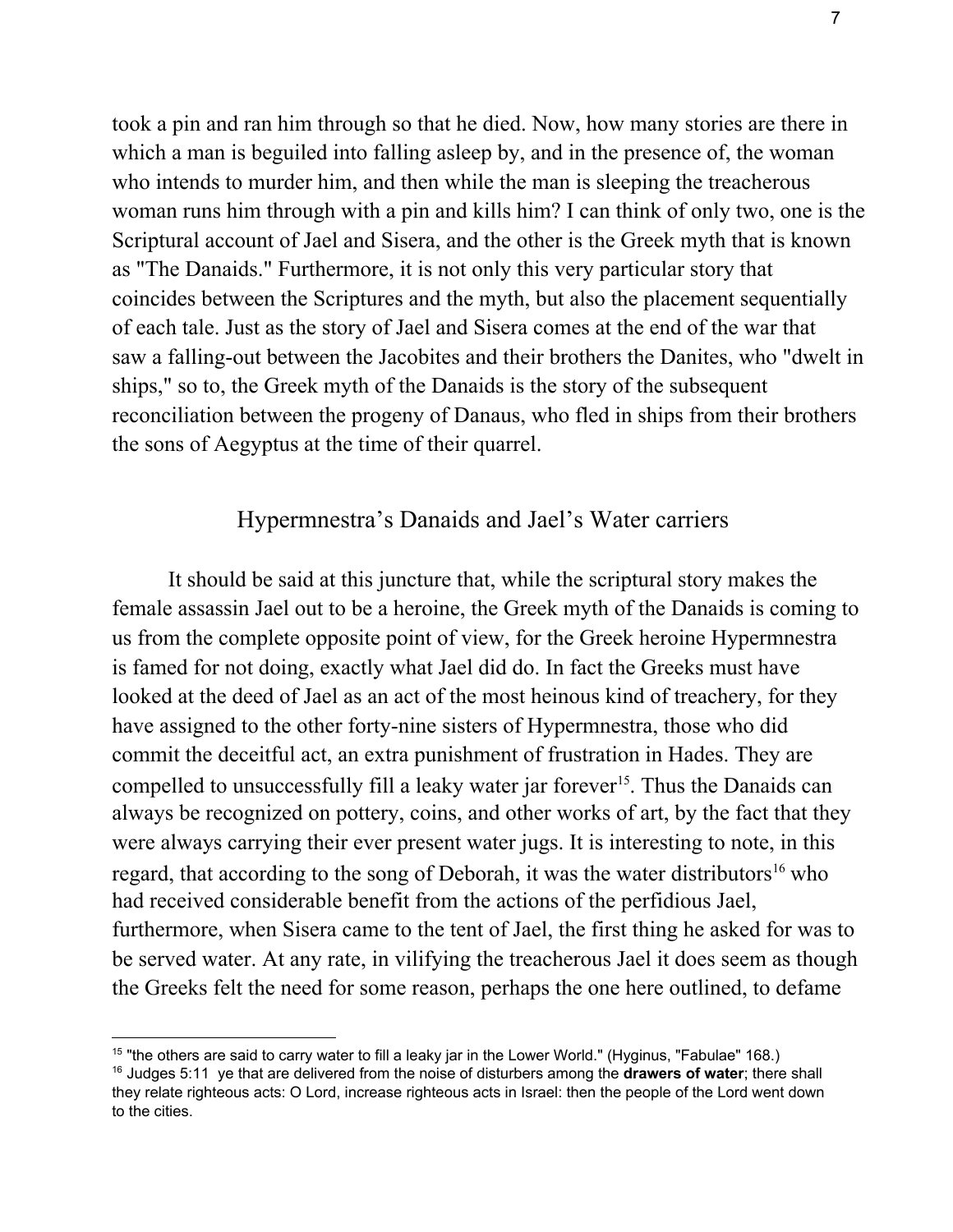took a pin and ran him through so that he died. Now, how many stories are there in which a man is beguiled into falling asleep by, and in the presence of, the woman who intends to murder him, and then while the man is sleeping the treacherous woman runs him through with a pin and kills him? I can think of only two, one is the Scriptural account of Jael and Sisera, and the other is the Greek myth that is known as "The Danaids." Furthermore, it is not only this very particular story that coincides between the Scriptures and the myth, but also the placement sequentially of each tale. Just as the story of Jael and Sisera comes at the end of the war that saw a falling-out between the Jacobites and their brothers the Danites, who "dwelt in ships," so to, the Greek myth of the Danaids is the story of the subsequent reconciliation between the progeny of Danaus, who fled in ships from their brothers the sons of Aegyptus at the time of their quarrel.

## Hypermnestra's Danaids and Jael's Water carriers

It should be said at this juncture that, while the scriptural story makes the female assassin Jael out to be a heroine, the Greek myth of the Danaids is coming to us from the complete opposite point of view, for the Greek heroine Hypermnestra is famed for not doing, exactly what Jael did do. In fact the Greeks must have looked at the deed of Jael as an act of the most heinous kind of treachery, for they have assigned to the other forty-nine sisters of Hypermnestra, those who did commit the deceitful act, an extra punishment of frustration in Hades. They are compelled to unsuccessfully fill a leaky water jar forever[15]. Thus the Danaids can always be recognized on pottery, coins, and other works of art, by the fact that they were always carrying their ever present water jugs. It is interesting to note, in this regard, that according to the song of Deborah, it was the water distributors[16] who had received considerable benefit from the actions of the perfidious Jael, furthermore, when Sisera came to the tent of Jael, the first thing he asked for was to be served water. At any rate, in vilifying the treacherous Jael it does seem as though the Greeks felt the need for some reason, perhaps the one here outlined, to defame

---

[15] "the others are said to carry water to fill a leaky jar in the Lower World." (Hyginus, "Fabulae" 168.)

[16] Judges 5:11 ye that are delivered from the noise of disturbers among the **drawers of water**; there shall they relate righteous acts: O Lord, increase righteous acts in Israel: then the people of the Lord went down to the cities.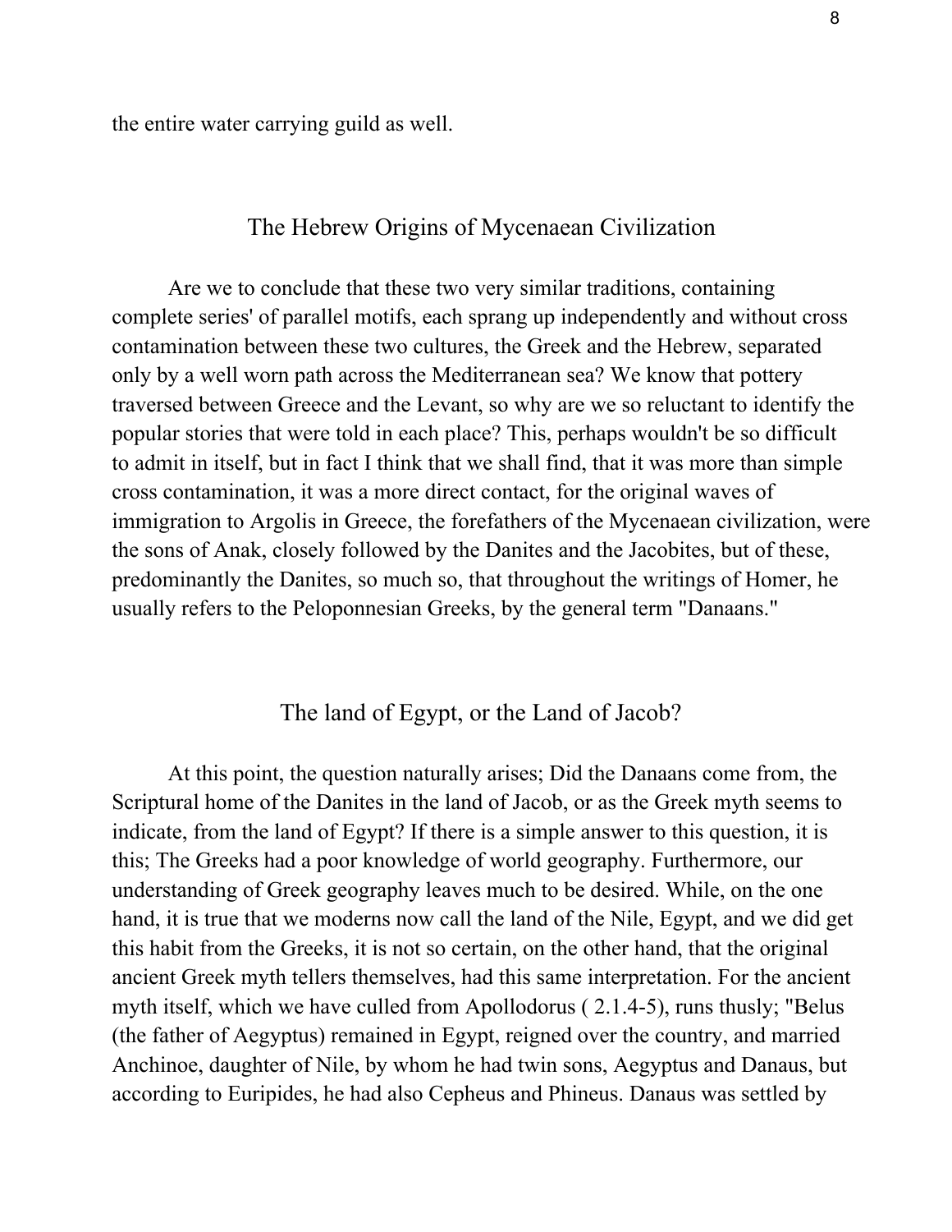the entire water carrying guild as well.

## The Hebrew Origins of Mycenaean Civilization

Are we to conclude that these two very similar traditions, containing complete series' of parallel motifs, each sprang up independently and without cross contamination between these two cultures, the Greek and the Hebrew, separated only by a well worn path across the Mediterranean sea? We know that pottery traversed between Greece and the Levant, so why are we so reluctant to identify the popular stories that were told in each place? This, perhaps wouldn't be so difficult to admit in itself, but in fact I think that we shall find, that it was more than simple cross contamination, it was a more direct contact, for the original waves of immigration to Argolis in Greece, the forefathers of the Mycenaean civilization, were the sons of Anak, closely followed by the Danites and the Jacobites, but of these, predominantly the Danites, so much so, that throughout the writings of Homer, he usually refers to the Peloponnesian Greeks, by the general term "Danaans."

## The land of Egypt, or the Land of Jacob?

At this point, the question naturally arises; Did the Danaans come from, the Scriptural home of the Danites in the land of Jacob, or as the Greek myth seems to indicate, from the land of Egypt? If there is a simple answer to this question, it is this; The Greeks had a poor knowledge of world geography. Furthermore, our understanding of Greek geography leaves much to be desired. While, on the one hand, it is true that we moderns now call the land of the Nile, Egypt, and we did get this habit from the Greeks, it is not so certain, on the other hand, that the original ancient Greek myth tellers themselves, had this same interpretation. For the ancient myth itself, which we have culled from Apollodorus ( 2.1.4-5), runs thusly; "Belus (the father of Aegyptus) remained in Egypt, reigned over the country, and married Anchinoe, daughter of Nile, by whom he had twin sons, Aegyptus and Danaus, but according to Euripides, he had also Cepheus and Phineus. Danaus was settled by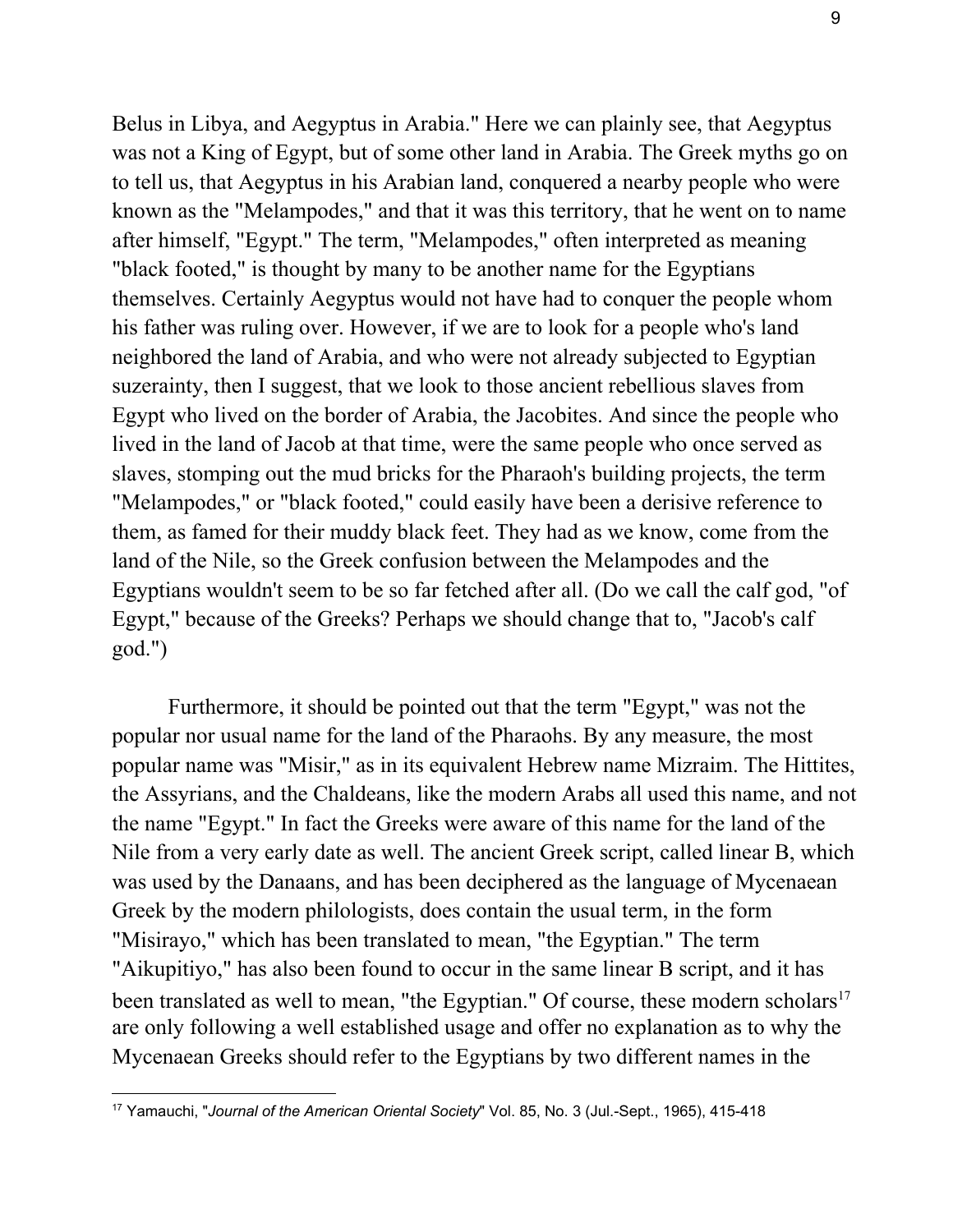Belus in Libya, and Aegyptus in Arabia." Here we can plainly see, that Aegyptus was not a King of Egypt, but of some other land in Arabia. The Greek myths go on to tell us, that Aegyptus in his Arabian land, conquered a nearby people who were known as the "Melampodes," and that it was this territory, that he went on to name after himself, "Egypt." The term, "Melampodes," often interpreted as meaning "black footed," is thought by many to be another name for the Egyptians themselves. Certainly Aegyptus would not have had to conquer the people whom his father was ruling over. However, if we are to look for a people who's land neighbored the land of Arabia, and who were not already subjected to Egyptian suzerainty, then I suggest, that we look to those ancient rebellious slaves from Egypt who lived on the border of Arabia, the Jacobites. And since the people who lived in the land of Jacob at that time, were the same people who once served as slaves, stomping out the mud bricks for the Pharaoh's building projects, the term "Melampodes," or "black footed," could easily have been a derisive reference to them, as famed for their muddy black feet. They had as we know, come from the land of the Nile, so the Greek confusion between the Melampodes and the Egyptians wouldn't seem to be so far fetched after all. (Do we call the calf god, "of Egypt," because of the Greeks? Perhaps we should change that to, "Jacob's calf god.")

Furthermore, it should be pointed out that the term "Egypt," was not the popular nor usual name for the land of the Pharaohs. By any measure, the most popular name was "Misir," as in its equivalent Hebrew name Mizraim. The Hittites, the Assyrians, and the Chaldeans, like the modern Arabs all used this name, and not the name "Egypt." In fact the Greeks were aware of this name for the land of the Nile from a very early date as well. The ancient Greek script, called linear B, which was used by the Danaans, and has been deciphered as the language of Mycenaean Greek by the modern philologists, does contain the usual term, in the form "Misirayo," which has been translated to mean, "the Egyptian." The term "Aikupitiyo," has also been found to occur in the same linear B script, and it has been translated as well to mean, "the Egyptian." Of course, these modern scholars[17] are only following a well established usage and offer no explanation as to why the Mycenaean Greeks should refer to the Egyptians by two different names in the

[17] Yamauchi, "*Journal of the American Oriental Society*" Vol. 85, No. 3 (Jul.-Sept., 1965), 415-418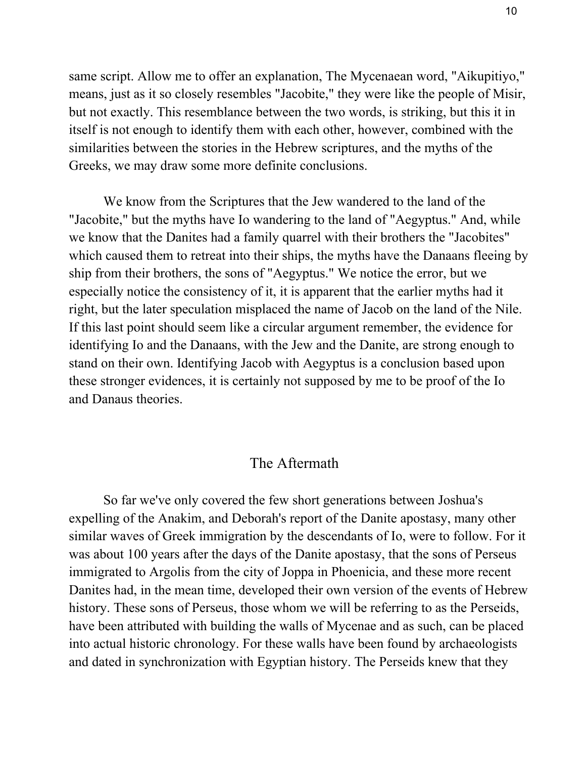same script. Allow me to offer an explanation, The Mycenaean word, "Aikupitiyo," means, just as it so closely resembles "Jacobite," they were like the people of Misir, but not exactly. This resemblance between the two words, is striking, but this it in itself is not enough to identify them with each other, however, combined with the similarities between the stories in the Hebrew scriptures, and the myths of the Greeks, we may draw some more definite conclusions.

We know from the Scriptures that the Jew wandered to the land of the "Jacobite," but the myths have Io wandering to the land of "Aegyptus." And, while we know that the Danites had a family quarrel with their brothers the "Jacobites" which caused them to retreat into their ships, the myths have the Danaans fleeing by ship from their brothers, the sons of "Aegyptus." We notice the error, but we especially notice the consistency of it, it is apparent that the earlier myths had it right, but the later speculation misplaced the name of Jacob on the land of the Nile. If this last point should seem like a circular argument remember, the evidence for identifying Io and the Danaans, with the Jew and the Danite, are strong enough to stand on their own. Identifying Jacob with Aegyptus is a conclusion based upon these stronger evidences, it is certainly not supposed by me to be proof of the Io and Danaus theories.

## The Aftermath

So far we've only covered the few short generations between Joshua's expelling of the Anakim, and Deborah's report of the Danite apostasy, many other similar waves of Greek immigration by the descendants of Io, were to follow. For it was about 100 years after the days of the Danite apostasy, that the sons of Perseus immigrated to Argolis from the city of Joppa in Phoenicia, and these more recent Danites had, in the mean time, developed their own version of the events of Hebrew history. These sons of Perseus, those whom we will be referring to as the Perseids, have been attributed with building the walls of Mycenae and as such, can be placed into actual historic chronology. For these walls have been found by archaeologists and dated in synchronization with Egyptian history. The Perseids knew that they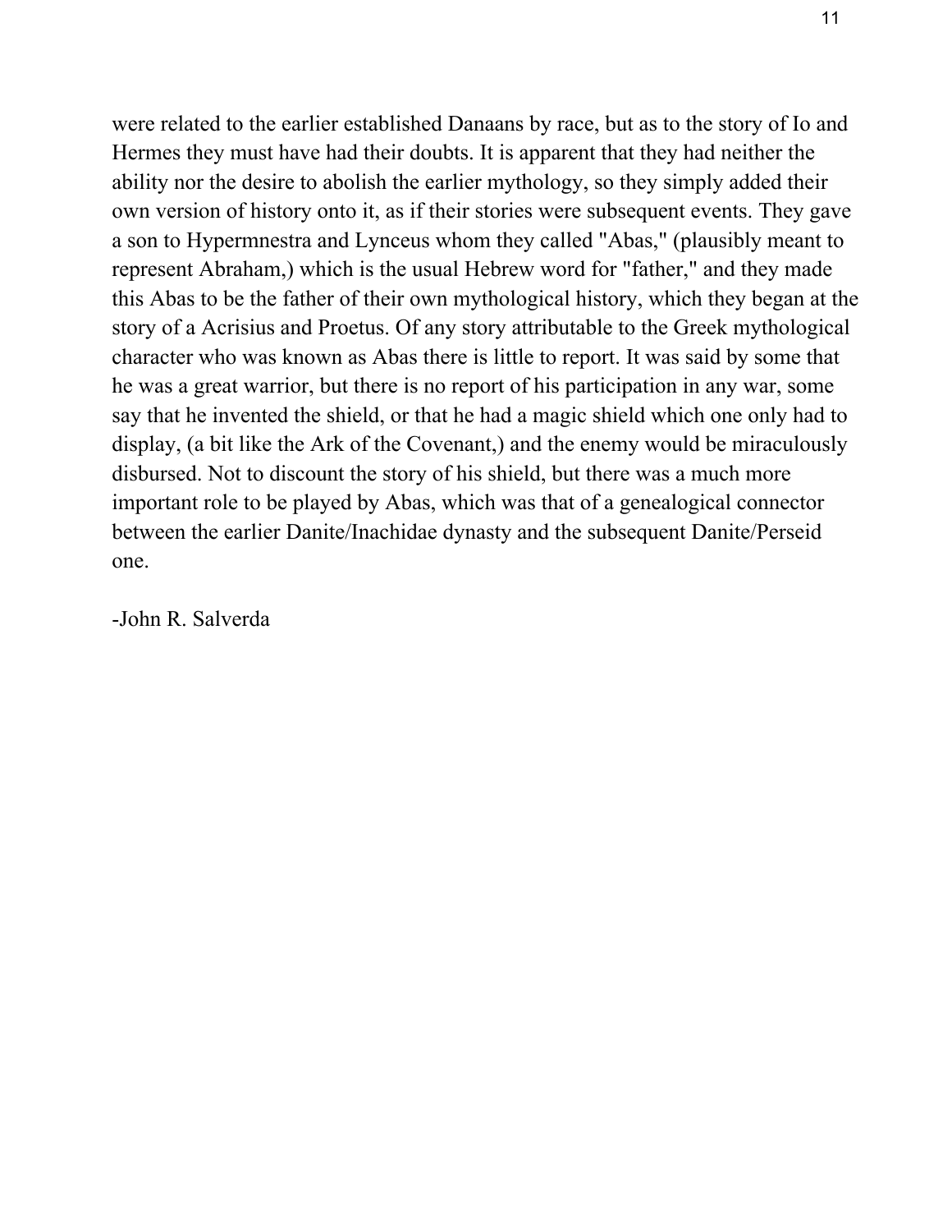were related to the earlier established Danaans by race, but as to the story of Io and Hermes they must have had their doubts. It is apparent that they had neither the ability nor the desire to abolish the earlier mythology, so they simply added their own version of history onto it, as if their stories were subsequent events. They gave a son to Hypermnestra and Lynceus whom they called "Abas," (plausibly meant to represent Abraham,) which is the usual Hebrew word for "father," and they made this Abas to be the father of their own mythological history, which they began at the story of a Acrisius and Proetus. Of any story attributable to the Greek mythological character who was known as Abas there is little to report. It was said by some that he was a great warrior, but there is no report of his participation in any war, some say that he invented the shield, or that he had a magic shield which one only had to display, (a bit like the Ark of the Covenant,) and the enemy would be miraculously disbursed. Not to discount the story of his shield, but there was a much more important role to be played by Abas, which was that of a genealogical connector between the earlier Danite/Inachidae dynasty and the subsequent Danite/Perseid one.

-John R. Salverda